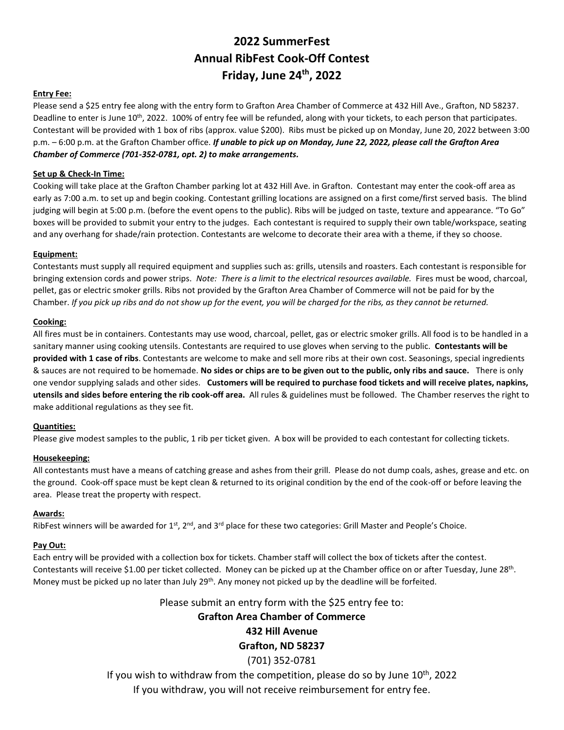# 2022 SummerFest
# Annual RibFest Cook-Off Contest
# Friday, June 24th, 2022

**Entry Fee:**

Please send a $25 entry fee along with the entry form to Grafton Area Chamber of Commerce at 432 Hill Ave., Grafton, ND 58237. Deadline to enter is June 10th, 2022. 100% of entry fee will be refunded, along with your tickets, to each person that participates. Contestant will be provided with 1 box of ribs (approx. value $200). Ribs must be picked up on Monday, June 20, 2022 between 3:00 p.m. – 6:00 p.m. at the Grafton Chamber office. ***If unable to pick up on Monday, June 22, 2022, please call the Grafton Area Chamber of Commerce (701-352-0781, opt. 2) to make arrangements.***

**Set up & Check-In Time:**

Cooking will take place at the Grafton Chamber parking lot at 432 Hill Ave. in Grafton. Contestant may enter the cook-off area as early as 7:00 a.m. to set up and begin cooking. Contestant grilling locations are assigned on a first come/first served basis. The blind judging will begin at 5:00 p.m. (before the event opens to the public). Ribs will be judged on taste, texture and appearance. "To Go" boxes will be provided to submit your entry to the judges. Each contestant is required to supply their own table/workspace, seating and any overhang for shade/rain protection. Contestants are welcome to decorate their area with a theme, if they so choose.

**Equipment:**

Contestants must supply all required equipment and supplies such as: grills, utensils and roasters. Each contestant is responsible for bringing extension cords and power strips. *Note: There is a limit to the electrical resources available.* Fires must be wood, charcoal, pellet, gas or electric smoker grills. Ribs not provided by the Grafton Area Chamber of Commerce will not be paid for by the Chamber. *If you pick up ribs and do not show up for the event, you will be charged for the ribs, as they cannot be returned.*

**Cooking:**

All fires must be in containers. Contestants may use wood, charcoal, pellet, gas or electric smoker grills. All food is to be handled in a sanitary manner using cooking utensils. Contestants are required to use gloves when serving to the public. **Contestants will be provided with 1 case of ribs**. Contestants are welcome to make and sell more ribs at their own cost. Seasonings, special ingredients & sauces are not required to be homemade. **No sides or chips are to be given out to the public, only ribs and sauce.** There is only one vendor supplying salads and other sides. **Customers will be required to purchase food tickets and will receive plates, napkins, utensils and sides before entering the rib cook-off area.** All rules & guidelines must be followed. The Chamber reserves the right to make additional regulations as they see fit.

**Quantities:**

Please give modest samples to the public, 1 rib per ticket given. A box will be provided to each contestant for collecting tickets.

**Housekeeping:**

All contestants must have a means of catching grease and ashes from their grill. Please do not dump coals, ashes, grease and etc. on the ground. Cook-off space must be kept clean & returned to its original condition by the end of the cook-off or before leaving the area. Please treat the property with respect.

**Awards:**

RibFest winners will be awarded for 1st, 2nd, and 3rd place for these two categories: Grill Master and People's Choice.

**Pay Out:**

Each entry will be provided with a collection box for tickets. Chamber staff will collect the box of tickets after the contest. Contestants will receive $1.00 per ticket collected. Money can be picked up at the Chamber office on or after Tuesday, June 28th. Money must be picked up no later than July 29th. Any money not picked up by the deadline will be forfeited.

Please submit an entry form with the $25 entry fee to:

**Grafton Area Chamber of Commerce**

**432 Hill Avenue**

**Grafton, ND 58237**

(701) 352-0781

If you wish to withdraw from the competition, please do so by June 10th, 2022

If you withdraw, you will not receive reimbursement for entry fee.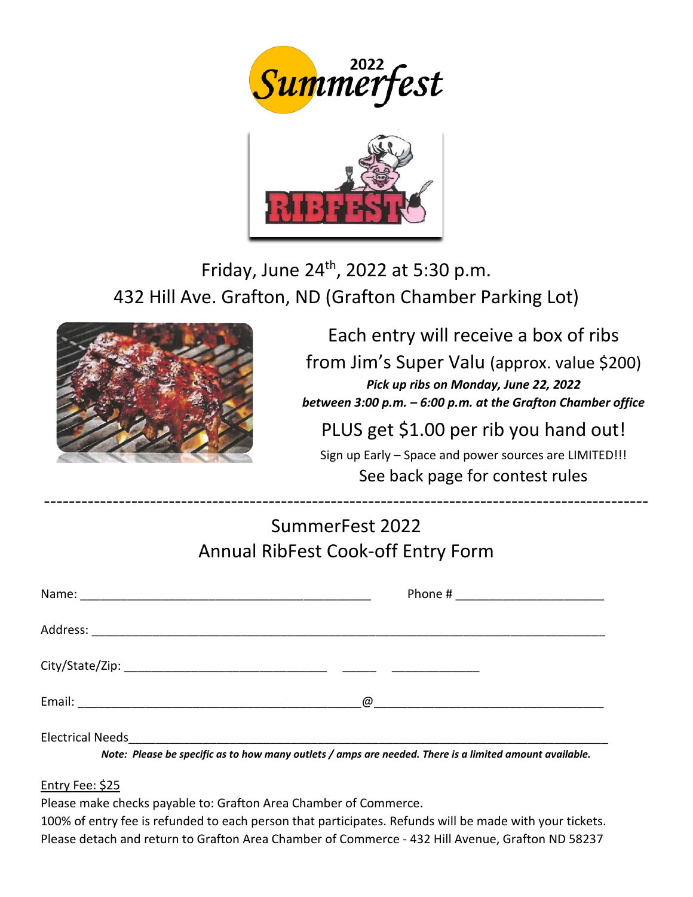# 2022 Summerfest

# RIBFEST

Friday, June 24th, 2022 at 5:30 p.m.
432 Hill Ave. Grafton, ND (Grafton Chamber Parking Lot)

Each entry will receive a box of ribs from Jim's Super Valu (approx. value $200)

***Pick up ribs on Monday, June 22, 2022 between 3:00 p.m. – 6:00 p.m. at the Grafton Chamber office***

PLUS get $1.00 per rib you hand out!

Sign up Early – Space and power sources are LIMITED!!!

See back page for contest rules

---

## SummerFest 2022
## Annual RibFest Cook-off Entry Form

Name: ___________________________________________ Phone # _____________________

Address: ___________________________________________________________________________

City/State/Zip: ______________________________ _____ _____________

Email: __________________________________________@__________________________________

Electrical Needs___________________________________________________________________________

***Note: Please be specific as to how many outlets / amps are needed. There is a limited amount available.***

Entry Fee: $25

Please make checks payable to: Grafton Area Chamber of Commerce.

100% of entry fee is refunded to each person that participates. Refunds will be made with your tickets.

Please detach and return to Grafton Area Chamber of Commerce - 432 Hill Avenue, Grafton ND 58237